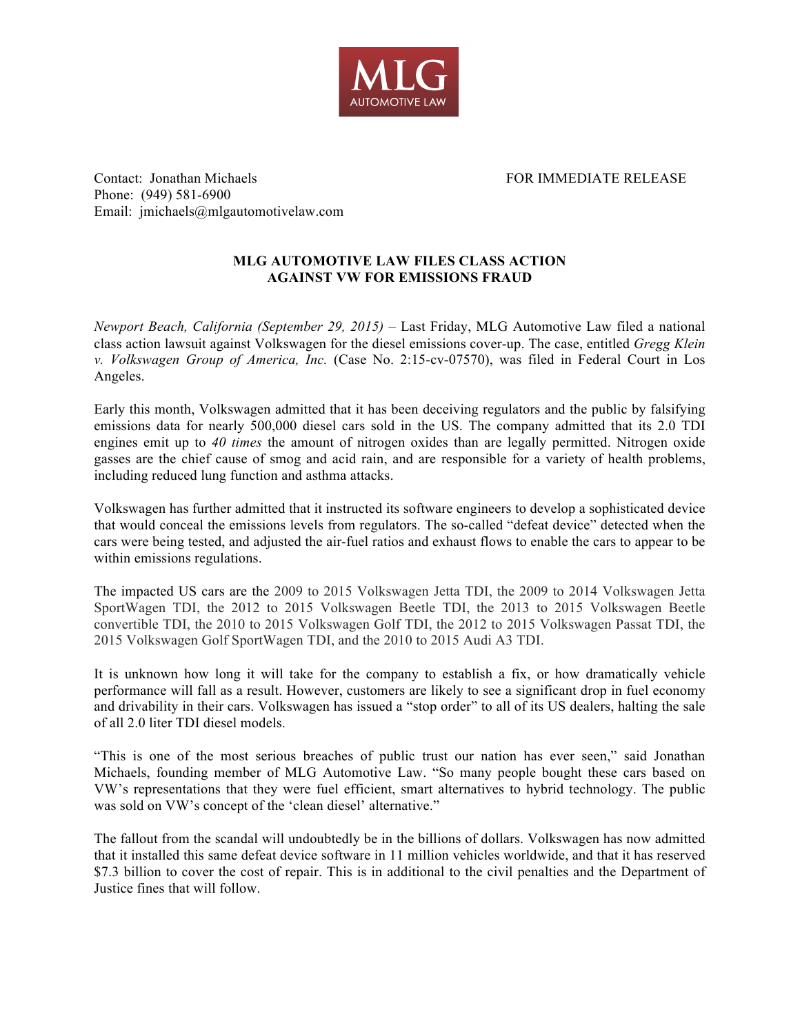MLG
AUTOMOTIVE LAW

Contact: Jonathan Michaels
Phone: (949) 581-6900
Email: jmichaels@mlgautomotivelaw.com

FOR IMMEDIATE RELEASE

**MLG AUTOMOTIVE LAW FILES CLASS ACTION AGAINST VW FOR EMISSIONS FRAUD**

*Newport Beach, California (September 29, 2015)* – Last Friday, MLG Automotive Law filed a national class action lawsuit against Volkswagen for the diesel emissions cover-up. The case, entitled *Gregg Klein v. Volkswagen Group of America, Inc.* (Case No. 2:15-cv-07570), was filed in Federal Court in Los Angeles.

Early this month, Volkswagen admitted that it has been deceiving regulators and the public by falsifying emissions data for nearly 500,000 diesel cars sold in the US. The company admitted that its 2.0 TDI engines emit up to *40 times* the amount of nitrogen oxides than are legally permitted. Nitrogen oxide gasses are the chief cause of smog and acid rain, and are responsible for a variety of health problems, including reduced lung function and asthma attacks.

Volkswagen has further admitted that it instructed its software engineers to develop a sophisticated device that would conceal the emissions levels from regulators. The so-called "defeat device" detected when the cars were being tested, and adjusted the air-fuel ratios and exhaust flows to enable the cars to appear to be within emissions regulations.

The impacted US cars are the 2009 to 2015 Volkswagen Jetta TDI, the 2009 to 2014 Volkswagen Jetta SportWagen TDI, the 2012 to 2015 Volkswagen Beetle TDI, the 2013 to 2015 Volkswagen Beetle convertible TDI, the 2010 to 2015 Volkswagen Golf TDI, the 2012 to 2015 Volkswagen Passat TDI, the 2015 Volkswagen Golf SportWagen TDI, and the 2010 to 2015 Audi A3 TDI.

It is unknown how long it will take for the company to establish a fix, or how dramatically vehicle performance will fall as a result. However, customers are likely to see a significant drop in fuel economy and drivability in their cars. Volkswagen has issued a "stop order" to all of its US dealers, halting the sale of all 2.0 liter TDI diesel models.

"This is one of the most serious breaches of public trust our nation has ever seen," said Jonathan Michaels, founding member of MLG Automotive Law. "So many people bought these cars based on VW's representations that they were fuel efficient, smart alternatives to hybrid technology. The public was sold on VW's concept of the 'clean diesel' alternative."

The fallout from the scandal will undoubtedly be in the billions of dollars. Volkswagen has now admitted that it installed this same defeat device software in 11 million vehicles worldwide, and that it has reserved $7.3 billion to cover the cost of repair. This is in additional to the civil penalties and the Department of Justice fines that will follow.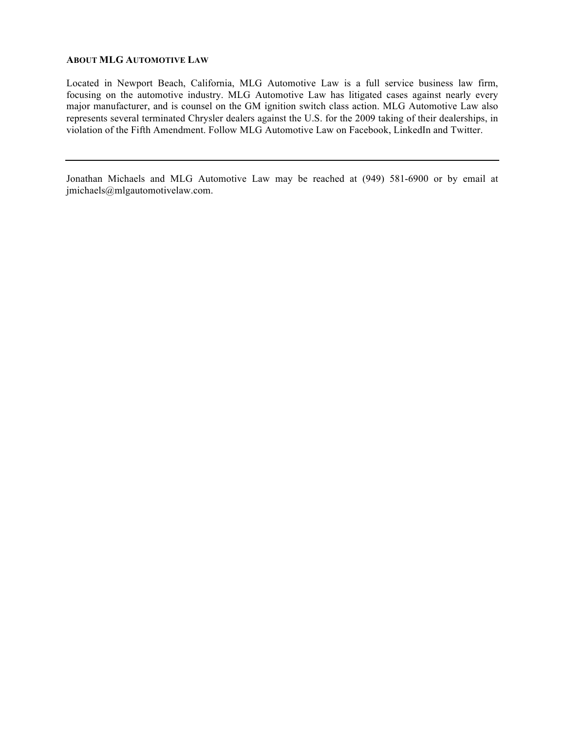### About MLG Automotive Law

Located in Newport Beach, California, MLG Automotive Law is a full service business law firm, focusing on the automotive industry. MLG Automotive Law has litigated cases against nearly every major manufacturer, and is counsel on the GM ignition switch class action. MLG Automotive Law also represents several terminated Chrysler dealers against the U.S. for the 2009 taking of their dealerships, in violation of the Fifth Amendment. Follow MLG Automotive Law on Facebook, LinkedIn and Twitter.

---

Jonathan Michaels and MLG Automotive Law may be reached at (949) 581-6900 or by email at jmichaels@mlgautomotivelaw.com.